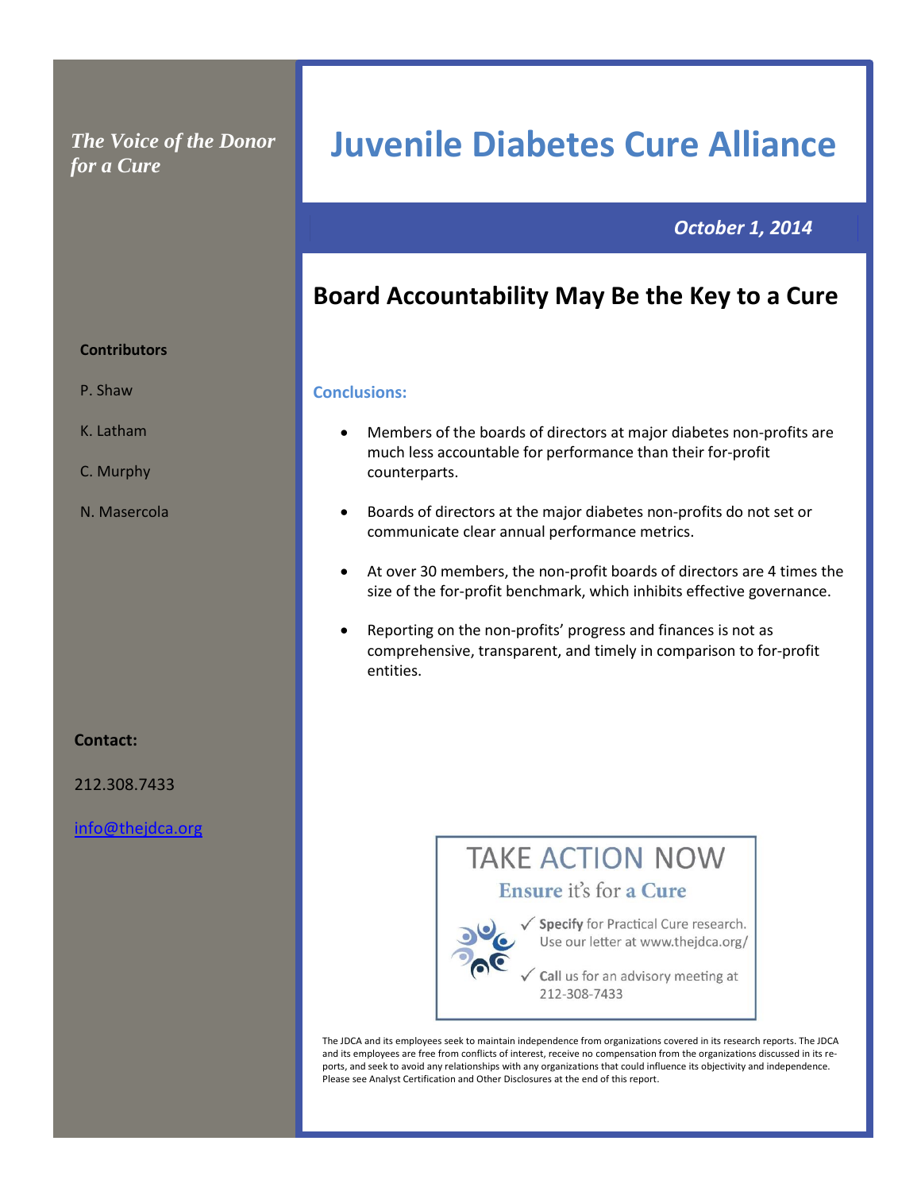*The Voice of the Donor for a Cure*

# Juvenile Diabetes Cure Alliance

*October 1, 2014*

## Board Accountability May Be the Key to a Cure

**Contributors**

P. Shaw

K. Latham

C. Murphy

N. Masercola

### Conclusions:

- Members of the boards of directors at major diabetes non-profits are much less accountable for performance than their for-profit counterparts.
- Boards of directors at the major diabetes non-profits do not set or communicate clear annual performance metrics.
- At over 30 members, the non-profit boards of directors are 4 times the size of the for-profit benchmark, which inhibits effective governance.
- Reporting on the non-profits' progress and finances is not as comprehensive, transparent, and timely in comparison to for-profit entities.

**Contact:**

212.308.7433

info@thejdca.org

TAKE ACTION NOW

Ensure it's for a Cure

✓ Specify for Practical Cure research. Use our letter at www.thejdca.org/

✓ Call us for an advisory meeting at 212-308-7433

The JDCA and its employees seek to maintain independence from organizations covered in its research reports. The JDCA and its employees are free from conflicts of interest, receive no compensation from the organizations discussed in its reports, and seek to avoid any relationships with any organizations that could influence its objectivity and independence. Please see Analyst Certification and Other Disclosures at the end of this report.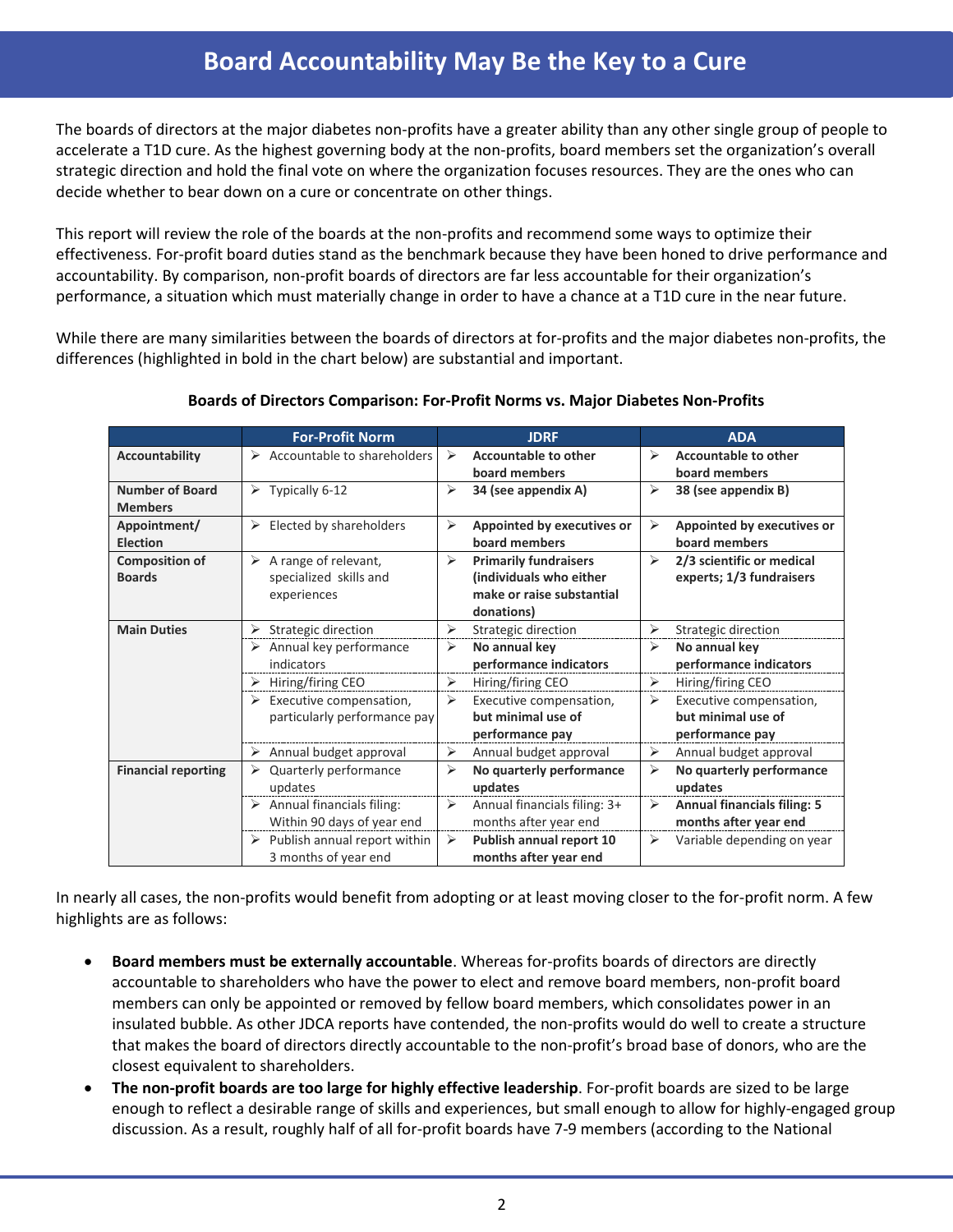# Board Accountability May Be the Key to a Cure

The boards of directors at the major diabetes non-profits have a greater ability than any other single group of people to accelerate a T1D cure. As the highest governing body at the non-profits, board members set the organization's overall strategic direction and hold the final vote on where the organization focuses resources. They are the ones who can decide whether to bear down on a cure or concentrate on other things.

This report will review the role of the boards at the non-profits and recommend some ways to optimize their effectiveness. For-profit board duties stand as the benchmark because they have been honed to drive performance and accountability. By comparison, non-profit boards of directors are far less accountable for their organization's performance, a situation which must materially change in order to have a chance at a T1D cure in the near future.

While there are many similarities between the boards of directors at for-profits and the major diabetes non-profits, the differences (highlighted in bold in the chart below) are substantial and important.

**Boards of Directors Comparison: For-Profit Norms vs. Major Diabetes Non-Profits**

| | For-Profit Norm | JDRF | ADA |
|---|---|---|---|
| **Accountability** | ➢ Accountable to shareholders | ➢ **Accountable to other board members** | ➢ **Accountable to other board members** |
| **Number of Board Members** | ➢ Typically 6-12 | ➢ **34 (see appendix A)** | ➢ **38 (see appendix B)** |
| **Appointment/ Election** | ➢ Elected by shareholders | ➢ **Appointed by executives or board members** | ➢ **Appointed by executives or board members** |
| **Composition of Boards** | ➢ A range of relevant, specialized skills and experiences | ➢ **Primarily fundraisers (individuals who either make or raise substantial donations)** | ➢ **2/3 scientific or medical experts; 1/3 fundraisers** |
| **Main Duties** | ➢ Strategic direction | ➢ Strategic direction | ➢ Strategic direction |
| | ➢ Annual key performance indicators | ➢ **No annual key performance indicators** | ➢ **No annual key performance indicators** |
| | ➢ Hiring/firing CEO | ➢ Hiring/firing CEO | ➢ Hiring/firing CEO |
| | ➢ Executive compensation, particularly performance pay | ➢ Executive compensation, **but minimal use of performance pay** | ➢ Executive compensation, **but minimal use of performance pay** |
| | ➢ Annual budget approval | ➢ Annual budget approval | ➢ Annual budget approval |
| **Financial reporting** | ➢ Quarterly performance updates | ➢ **No quarterly performance updates** | ➢ **No quarterly performance updates** |
| | ➢ Annual financials filing: Within 90 days of year end | ➢ Annual financials filing: 3+ months after year end | ➢ **Annual financials filing: 5 months after year end** |
| | ➢ Publish annual report within 3 months of year end | ➢ **Publish annual report 10 months after year end** | ➢ Variable depending on year |

In nearly all cases, the non-profits would benefit from adopting or at least moving closer to the for-profit norm. A few highlights are as follows:

- **Board members must be externally accountable**. Whereas for-profits boards of directors are directly accountable to shareholders who have the power to elect and remove board members, non-profit board members can only be appointed or removed by fellow board members, which consolidates power in an insulated bubble. As other JDCA reports have contended, the non-profits would do well to create a structure that makes the board of directors directly accountable to the non-profit's broad base of donors, who are the closest equivalent to shareholders.
- **The non-profit boards are too large for highly effective leadership**. For-profit boards are sized to be large enough to reflect a desirable range of skills and experiences, but small enough to allow for highly-engaged group discussion. As a result, roughly half of all for-profit boards have 7-9 members (according to the National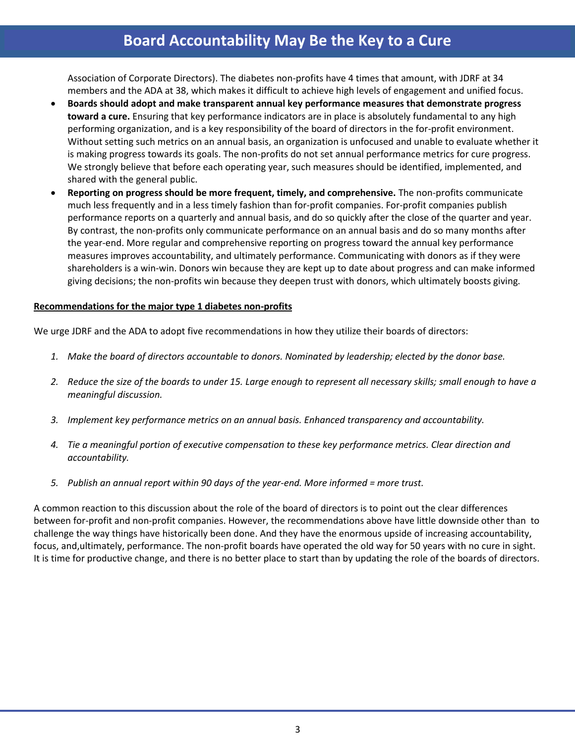Association of Corporate Directors). The diabetes non-profits have 4 times that amount, with JDRF at 34 members and the ADA at 38, which makes it difficult to achieve high levels of engagement and unified focus.

- **Boards should adopt and make transparent annual key performance measures that demonstrate progress toward a cure.** Ensuring that key performance indicators are in place is absolutely fundamental to any high performing organization, and is a key responsibility of the board of directors in the for-profit environment. Without setting such metrics on an annual basis, an organization is unfocused and unable to evaluate whether it is making progress towards its goals. The non-profits do not set annual performance metrics for cure progress. We strongly believe that before each operating year, such measures should be identified, implemented, and shared with the general public.
- **Reporting on progress should be more frequent, timely, and comprehensive.** The non-profits communicate much less frequently and in a less timely fashion than for-profit companies. For-profit companies publish performance reports on a quarterly and annual basis, and do so quickly after the close of the quarter and year. By contrast, the non-profits only communicate performance on an annual basis and do so many months after the year-end. More regular and comprehensive reporting on progress toward the annual key performance measures improves accountability, and ultimately performance. Communicating with donors as if they were shareholders is a win-win. Donors win because they are kept up to date about progress and can make informed giving decisions; the non-profits win because they deepen trust with donors, which ultimately boosts giving.

**Recommendations for the major type 1 diabetes non-profits**

We urge JDRF and the ADA to adopt five recommendations in how they utilize their boards of directors:

1. *Make the board of directors accountable to donors. Nominated by leadership; elected by the donor base.*
2. *Reduce the size of the boards to under 15. Large enough to represent all necessary skills; small enough to have a meaningful discussion.*
3. *Implement key performance metrics on an annual basis. Enhanced transparency and accountability.*
4. *Tie a meaningful portion of executive compensation to these key performance metrics. Clear direction and accountability.*
5. *Publish an annual report within 90 days of the year-end. More informed = more trust.*

A common reaction to this discussion about the role of the board of directors is to point out the clear differences between for-profit and non-profit companies. However, the recommendations above have little downside other than to challenge the way things have historically been done. And they have the enormous upside of increasing accountability, focus, and,ultimately, performance. The non-profit boards have operated the old way for 50 years with no cure in sight. It is time for productive change, and there is no better place to start than by updating the role of the boards of directors.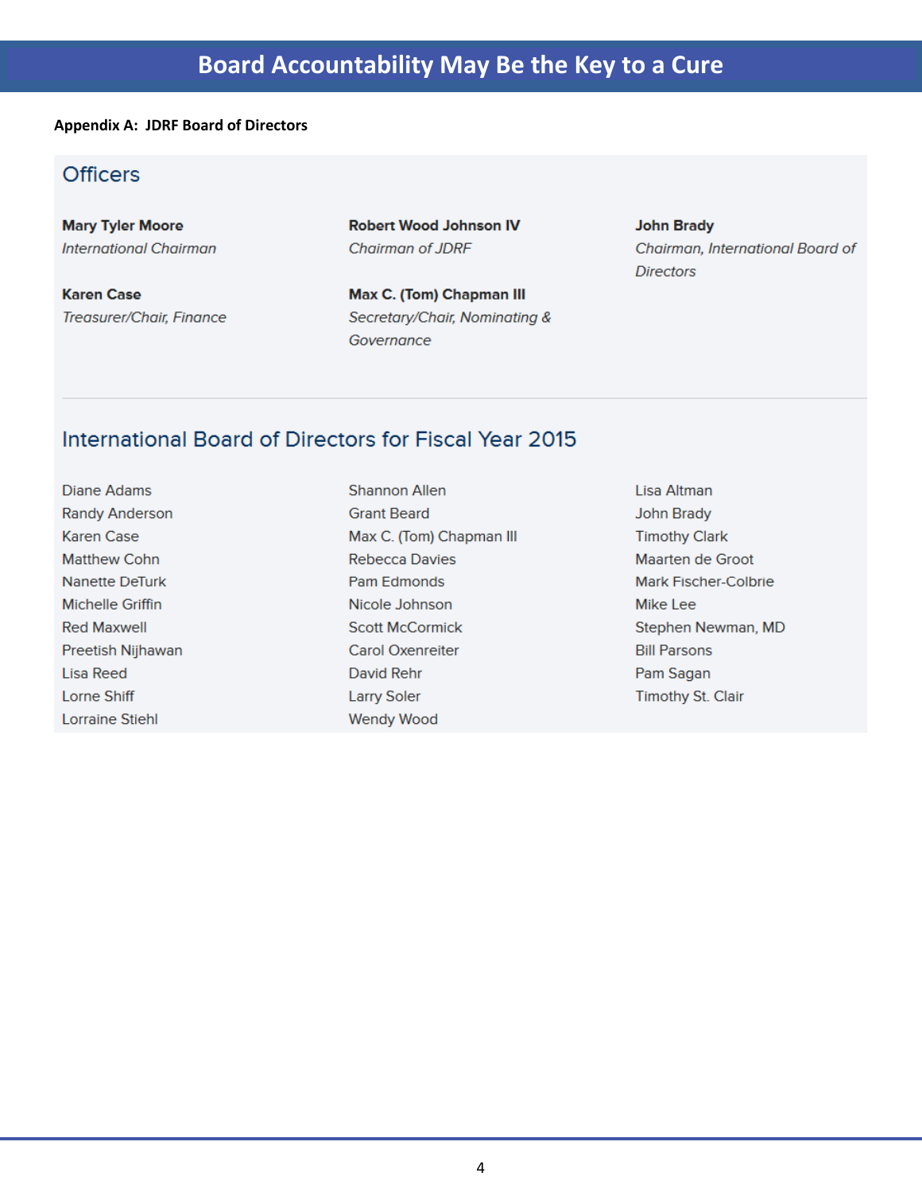**Appendix A: JDRF Board of Directors**

## Officers

**Mary Tyler Moore**
*International Chairman*

**Robert Wood Johnson IV**
*Chairman of JDRF*

**John Brady**
*Chairman, International Board of Directors*

**Karen Case**
*Treasurer/Chair, Finance*

**Max C. (Tom) Chapman III**
*Secretary/Chair, Nominating & Governance*

## International Board of Directors for Fiscal Year 2015

Diane Adams
Randy Anderson
Karen Case
Matthew Cohn
Nanette DeTurk
Michelle Griffin
Red Maxwell
Preetish Nijhawan
Lisa Reed
Lorne Shiff
Lorraine Stiehl
Shannon Allen
Grant Beard
Max C. (Tom) Chapman III
Rebecca Davies
Pam Edmonds
Nicole Johnson
Scott McCormick
Carol Oxenreiter
David Rehr
Larry Soler
Wendy Wood
Lisa Altman
John Brady
Timothy Clark
Maarten de Groot
Mark Fischer-Colbrie
Mike Lee
Stephen Newman, MD
Bill Parsons
Pam Sagan
Timothy St. Clair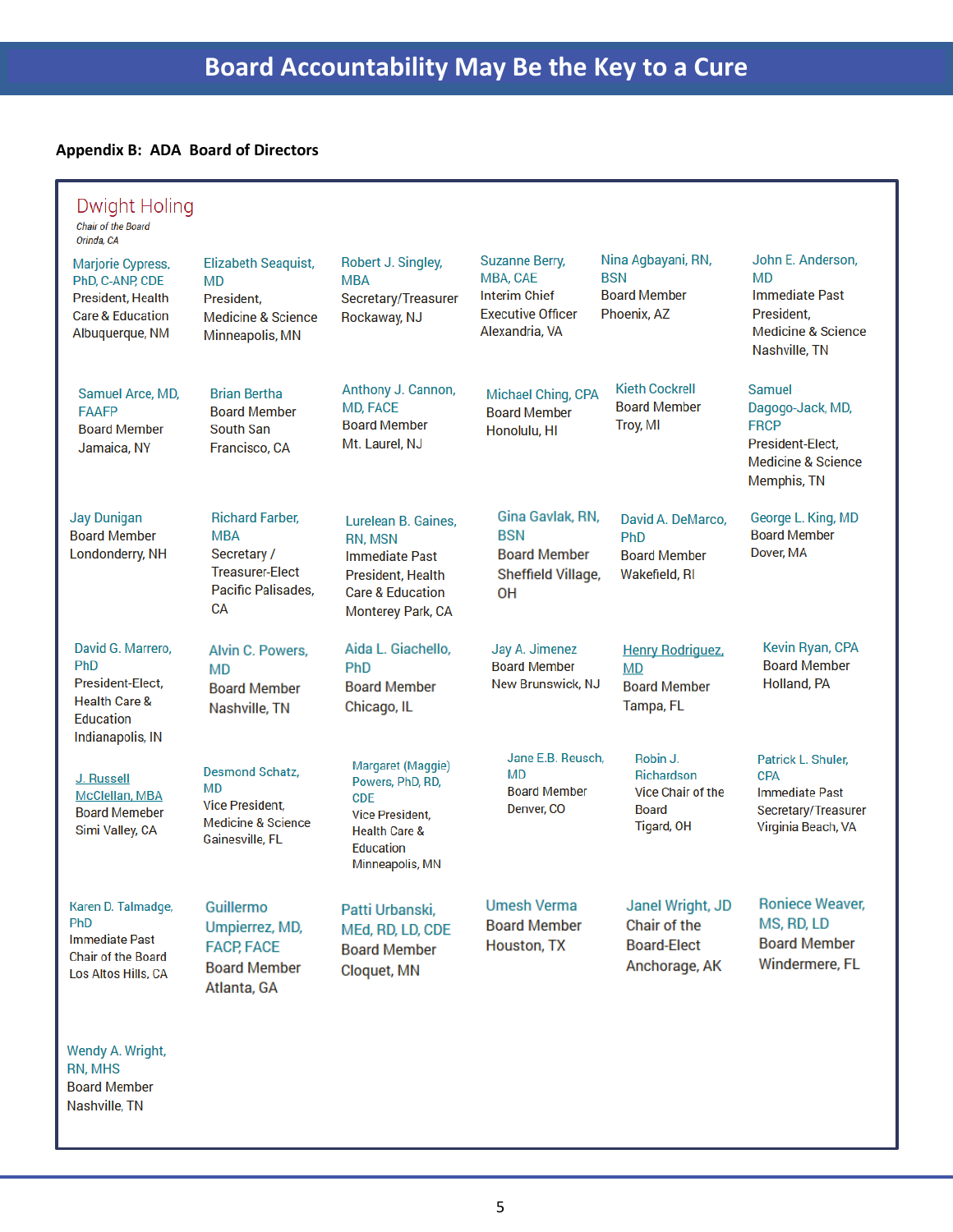**Appendix B: ADA Board of Directors**

**Dwight Holing**
*Chair of the Board*
*Orinda, CA*

**Marjorie Cypress, PhD, C-ANP, CDE**
President, Health Care & Education
Albuquerque, NM

**Elizabeth Seaquist, MD**
President, Medicine & Science
Minneapolis, MN

**Robert J. Singley, MBA**
Secretary/Treasurer
Rockaway, NJ

**Suzanne Berry, MBA, CAE**
Interim Chief Executive Officer
Alexandria, VA

**Nina Agbayani, RN, BSN**
Board Member
Phoenix, AZ

**John E. Anderson, MD**
Immediate Past President, Medicine & Science
Nashville, TN

**Samuel Arce, MD, FAAFP**
Board Member
Jamaica, NY

**Brian Bertha**
Board Member
South San Francisco, CA

**Anthony J. Cannon, MD, FACE**
Board Member
Mt. Laurel, NJ

**Michael Ching, CPA**
Board Member
Honolulu, HI

**Kieth Cockrell**
Board Member
Troy, MI

**Samuel Dagogo-Jack, MD, FRCP**
President-Elect, Medicine & Science
Memphis, TN

**Jay Dunigan**
Board Member
Londonderry, NH

**Richard Farber, MBA**
Secretary / Treasurer-Elect
Pacific Palisades, CA

**Lurelean B. Gaines, RN, MSN**
Immediate Past President, Health Care & Education
Monterey Park, CA

**Gina Gavlak, RN, BSN**
Board Member
Sheffield Village, OH

**David A. DeMarco, PhD**
Board Member
Wakefield, RI

**George L. King, MD**
Board Member
Dover, MA

**David G. Marrero, PhD**
President-Elect, Health Care & Education
Indianapolis, IN

**Alvin C. Powers, MD**
Board Member
Nashville, TN

**Aida L. Giachello, PhD**
Board Member
Chicago, IL

**Jay A. Jimenez**
Board Member
New Brunswick, NJ

**Henry Rodriguez, MD**
Board Member
Tampa, FL

**Kevin Ryan, CPA**
Board Member
Holland, PA

**J. Russell McClellan, MBA**
Board Memeber
Simi Valley, CA

**Desmond Schatz, MD**
Vice President, Medicine & Science
Gainesville, FL

**Margaret (Maggie) Powers, PhD, RD, CDE**
Vice President, Health Care & Education
Minneapolis, MN

**Jane E.B. Reusch, MD**
Board Member
Denver, CO

**Robin J. Richardson**
Vice Chair of the Board
Tigard, OH

**Patrick L. Shuler, CPA**
Immediate Past Secretary/Treasurer
Virginia Beach, VA

**Karen D. Talmadge, PhD**
Immediate Past Chair of the Board
Los Altos Hills, CA

**Guillermo Umpierrez, MD, FACP, FACE**
Board Member
Atlanta, GA

**Patti Urbanski, MEd, RD, LD, CDE**
Board Member
Cloquet, MN

**Umesh Verma**
Board Member
Houston, TX

**Janel Wright, JD**
Chair of the Board-Elect
Anchorage, AK

**Roniece Weaver, MS, RD, LD**
Board Member
Windermere, FL

**Wendy A. Wright, RN, MHS**
Board Member
Nashville, TN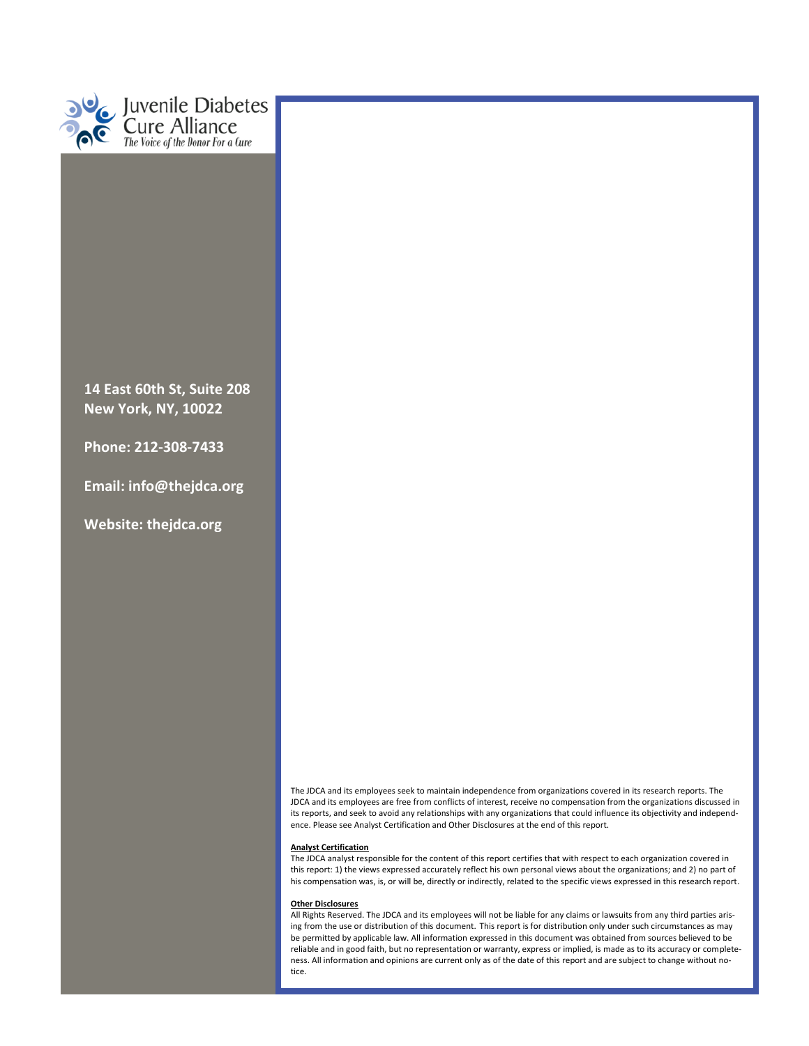Juvenile Diabetes Cure Alliance

*The Voice of the Donor For a Cure*

**14 East 60th St, Suite 208**
**New York, NY, 10022**

**Phone: 212-308-7433**

**Email: info@thejdca.org**

**Website: thejdca.org**

The JDCA and its employees seek to maintain independence from organizations covered in its research reports. The JDCA and its employees are free from conflicts of interest, receive no compensation from the organizations discussed in its reports, and seek to avoid any relationships with any organizations that could influence its objectivity and independence. Please see Analyst Certification and Other Disclosures at the end of this report.

**Analyst Certification**

The JDCA analyst responsible for the content of this report certifies that with respect to each organization covered in this report: 1) the views expressed accurately reflect his own personal views about the organizations; and 2) no part of his compensation was, is, or will be, directly or indirectly, related to the specific views expressed in this research report.

**Other Disclosures**

All Rights Reserved. The JDCA and its employees will not be liable for any claims or lawsuits from any third parties arising from the use or distribution of this document. This report is for distribution only under such circumstances as may be permitted by applicable law. All information expressed in this document was obtained from sources believed to be reliable and in good faith, but no representation or warranty, express or implied, is made as to its accuracy or completeness. All information and opinions are current only as of the date of this report and are subject to change without notice.